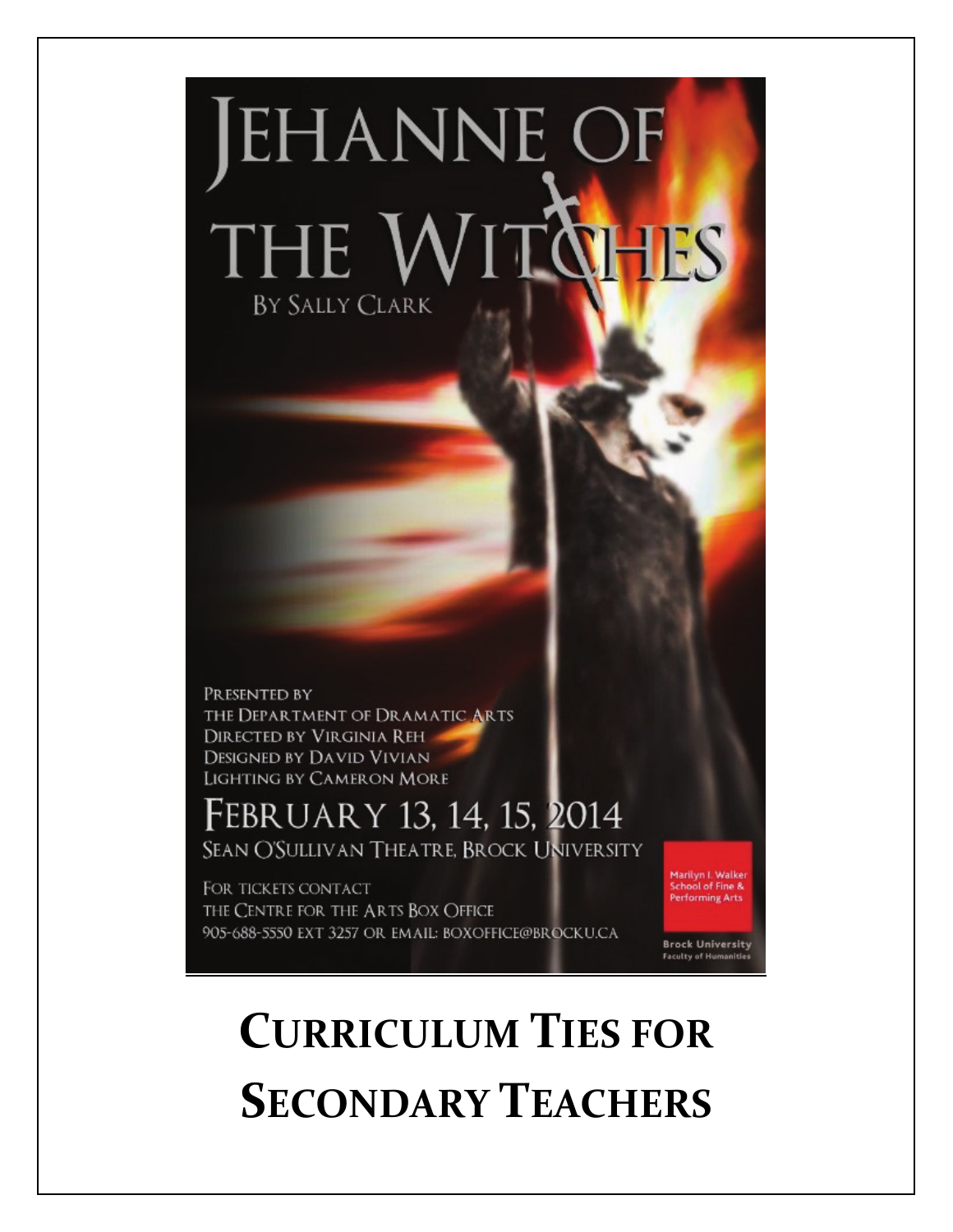# Jehanne of the Witches

By Sally Clark

Presented by
the Department of Dramatic Arts
Directed by Virginia Reh
Designed by David Vivian
Lighting by Cameron More

February 13, 14, 15, 2014

Sean O'Sullivan Theatre, Brock University

For tickets contact
the Centre for the Arts Box Office
905-688-5550 ext 3257 or email: boxoffice@brocku.ca

Marilyn I. Walker School of Fine & Performing Arts

Brock University Faculty of Humanities

# Curriculum Ties for Secondary Teachers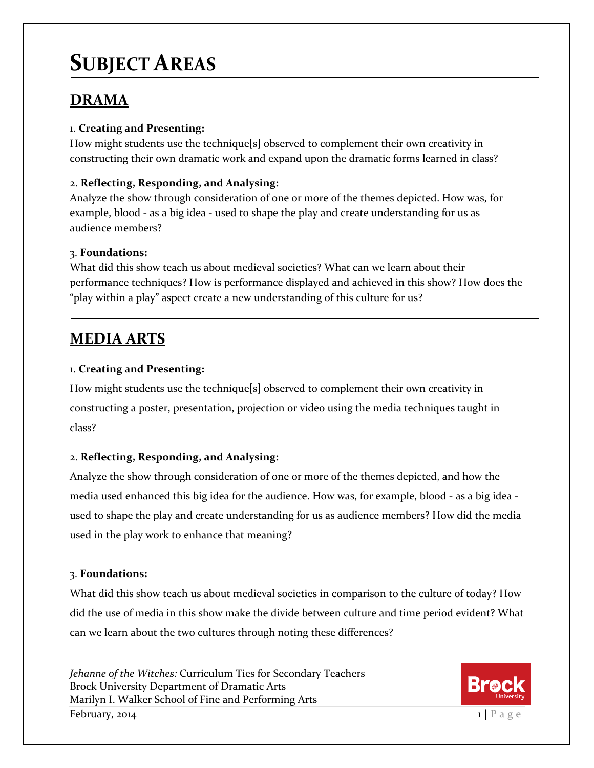# SUBJECT AREAS

## DRAMA

1. **Creating and Presenting:**
How might students use the technique[s] observed to complement their own creativity in constructing their own dramatic work and expand upon the dramatic forms learned in class?

2. **Reflecting, Responding, and Analysing:**
Analyze the show through consideration of one or more of the themes depicted. How was, for example, blood - as a big idea - used to shape the play and create understanding for us as audience members?

3. **Foundations:**
What did this show teach us about medieval societies? What can we learn about their performance techniques? How is performance displayed and achieved in this show? How does the "play within a play" aspect create a new understanding of this culture for us?

---

## MEDIA ARTS

1. **Creating and Presenting:**
How might students use the technique[s] observed to complement their own creativity in constructing a poster, presentation, projection or video using the media techniques taught in class?

2. **Reflecting, Responding, and Analysing:**
Analyze the show through consideration of one or more of the themes depicted, and how the media used enhanced this big idea for the audience. How was, for example, blood - as a big idea - used to shape the play and create understanding for us as audience members? How did the media used in the play work to enhance that meaning?

3. **Foundations:**
What did this show teach us about medieval societies in comparison to the culture of today? How did the use of media in this show make the divide between culture and time period evident? What can we learn about the two cultures through noting these differences?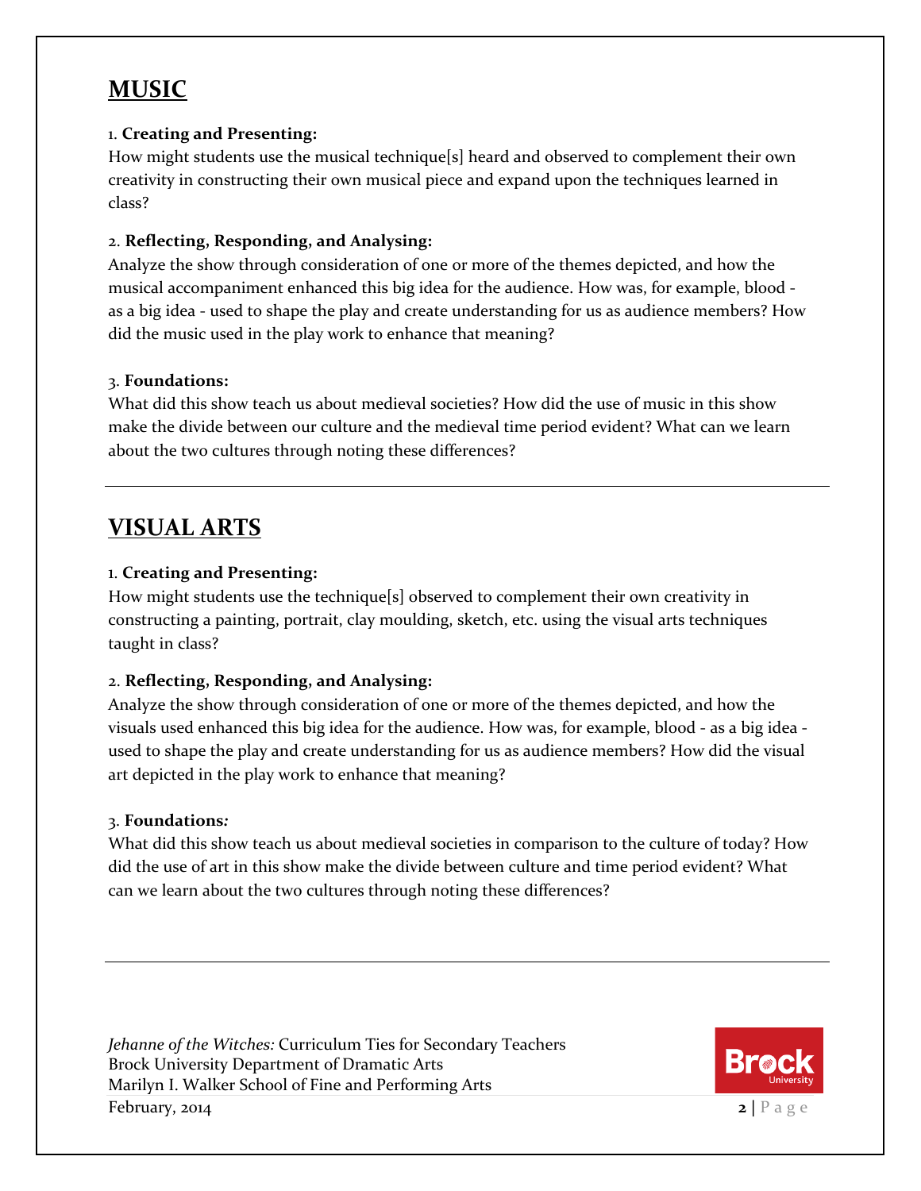## MUSIC

1. **Creating and Presenting:**
How might students use the musical technique[s] heard and observed to complement their own creativity in constructing their own musical piece and expand upon the techniques learned in class?

2. **Reflecting, Responding, and Analysing:**
Analyze the show through consideration of one or more of the themes depicted, and how the musical accompaniment enhanced this big idea for the audience. How was, for example, blood - as a big idea - used to shape the play and create understanding for us as audience members? How did the music used in the play work to enhance that meaning?

3. **Foundations:**
What did this show teach us about medieval societies? How did the use of music in this show make the divide between our culture and the medieval time period evident? What can we learn about the two cultures through noting these differences?

---

## VISUAL ARTS

1. **Creating and Presenting:**
How might students use the technique[s] observed to complement their own creativity in constructing a painting, portrait, clay moulding, sketch, etc. using the visual arts techniques taught in class?

2. **Reflecting, Responding, and Analysing:**
Analyze the show through consideration of one or more of the themes depicted, and how the visuals used enhanced this big idea for the audience. How was, for example, blood - as a big idea - used to shape the play and create understanding for us as audience members? How did the visual art depicted in the play work to enhance that meaning?

3. **Foundations:**
What did this show teach us about medieval societies in comparison to the culture of today? How did the use of art in this show make the divide between culture and time period evident? What can we learn about the two cultures through noting these differences?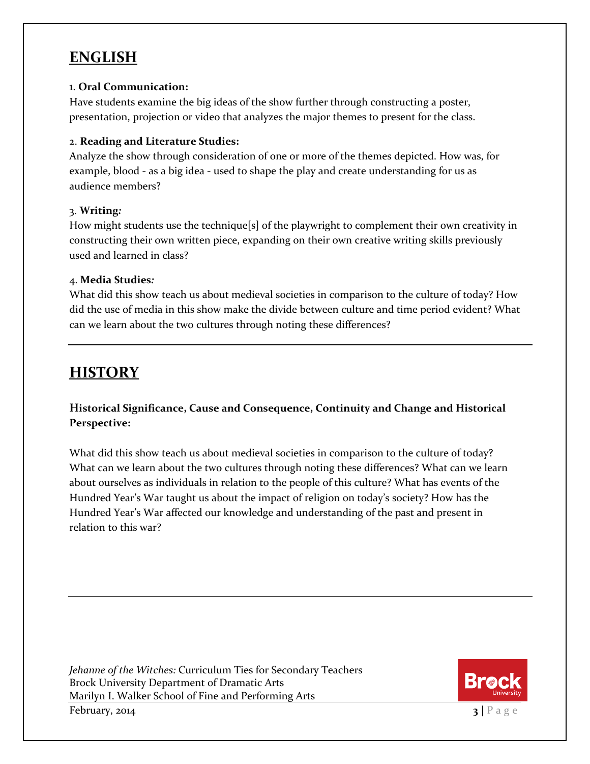## ENGLISH

1. **Oral Communication:**
Have students examine the big ideas of the show further through constructing a poster, presentation, projection or video that analyzes the major themes to present for the class.

2. **Reading and Literature Studies:**
Analyze the show through consideration of one or more of the themes depicted. How was, for example, blood - as a big idea - used to shape the play and create understanding for us as audience members?

3. **Writing***:*
How might students use the technique[s] of the playwright to complement their own creativity in constructing their own written piece, expanding on their own creative writing skills previously used and learned in class?

4. **Media Studies***:*
What did this show teach us about medieval societies in comparison to the culture of today? How did the use of media in this show make the divide between culture and time period evident? What can we learn about the two cultures through noting these differences?

---

## HISTORY

**Historical Significance, Cause and Consequence, Continuity and Change and Historical Perspective:**

What did this show teach us about medieval societies in comparison to the culture of today? What can we learn about the two cultures through noting these differences? What can we learn about ourselves as individuals in relation to the people of this culture? What has events of the Hundred Year's War taught us about the impact of religion on today's society? How has the Hundred Year's War affected our knowledge and understanding of the past and present in relation to this war?

---

*Jehanne of the Witches:* Curriculum Ties for Secondary Teachers
Brock University Department of Dramatic Arts
Marilyn I. Walker School of Fine and Performing Arts
February, 2014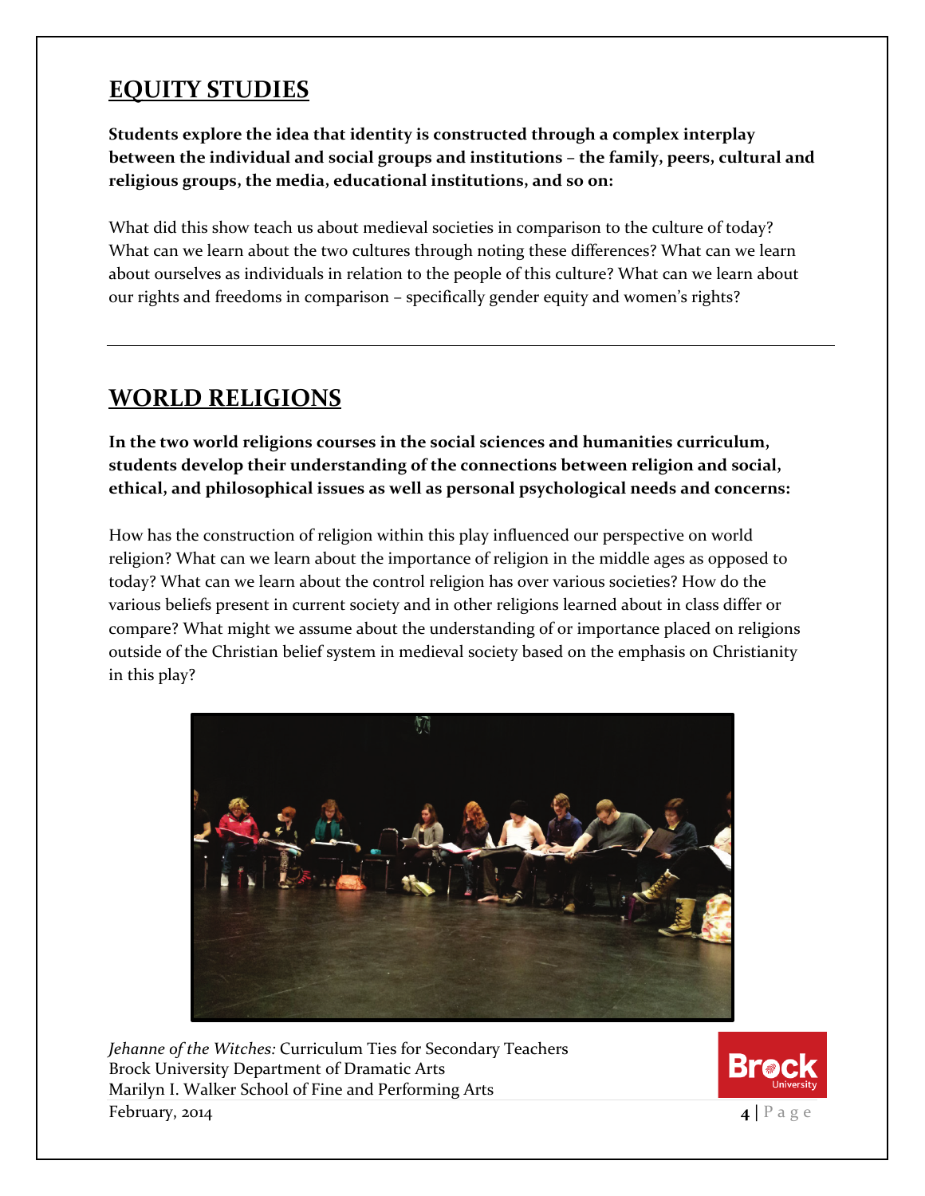## EQUITY STUDIES

**Students explore the idea that identity is constructed through a complex interplay between the individual and social groups and institutions – the family, peers, cultural and religious groups, the media, educational institutions, and so on:**

What did this show teach us about medieval societies in comparison to the culture of today? What can we learn about the two cultures through noting these differences? What can we learn about ourselves as individuals in relation to the people of this culture? What can we learn about our rights and freedoms in comparison – specifically gender equity and women's rights?

---

## WORLD RELIGIONS

**In the two world religions courses in the social sciences and humanities curriculum, students develop their understanding of the connections between religion and social, ethical, and philosophical issues as well as personal psychological needs and concerns:**

How has the construction of religion within this play influenced our perspective on world religion? What can we learn about the importance of religion in the middle ages as opposed to today? What can we learn about the control religion has over various societies? How do the various beliefs present in current society and in other religions learned about in class differ or compare? What might we assume about the understanding of or importance placed on religions outside of the Christian belief system in medieval society based on the emphasis on Christianity in this play?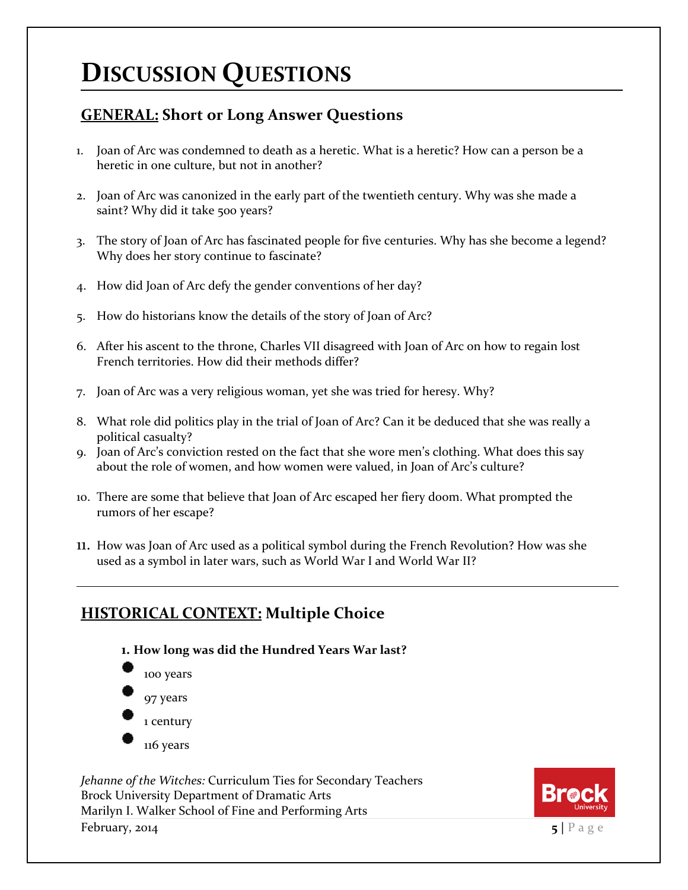# DISCUSSION QUESTIONS

## GENERAL: Short or Long Answer Questions

1. Joan of Arc was condemned to death as a heretic. What is a heretic? How can a person be a heretic in one culture, but not in another?

2. Joan of Arc was canonized in the early part of the twentieth century. Why was she made a saint? Why did it take 500 years?

3. The story of Joan of Arc has fascinated people for five centuries. Why has she become a legend? Why does her story continue to fascinate?

4. How did Joan of Arc defy the gender conventions of her day?

5. How do historians know the details of the story of Joan of Arc?

6. After his ascent to the throne, Charles VII disagreed with Joan of Arc on how to regain lost French territories. How did their methods differ?

7. Joan of Arc was a very religious woman, yet she was tried for heresy. Why?

8. What role did politics play in the trial of Joan of Arc? Can it be deduced that she was really a political casualty?

9. Joan of Arc's conviction rested on the fact that she wore men's clothing. What does this say about the role of women, and how women were valued, in Joan of Arc's culture?

10. There are some that believe that Joan of Arc escaped her fiery doom. What prompted the rumors of her escape?

11. How was Joan of Arc used as a political symbol during the French Revolution? How was she used as a symbol in later wars, such as World War I and World War II?

---

## HISTORICAL CONTEXT: Multiple Choice

**1. How long was did the Hundred Years War last?**

- 100 years
- 97 years
- 1 century
- 116 years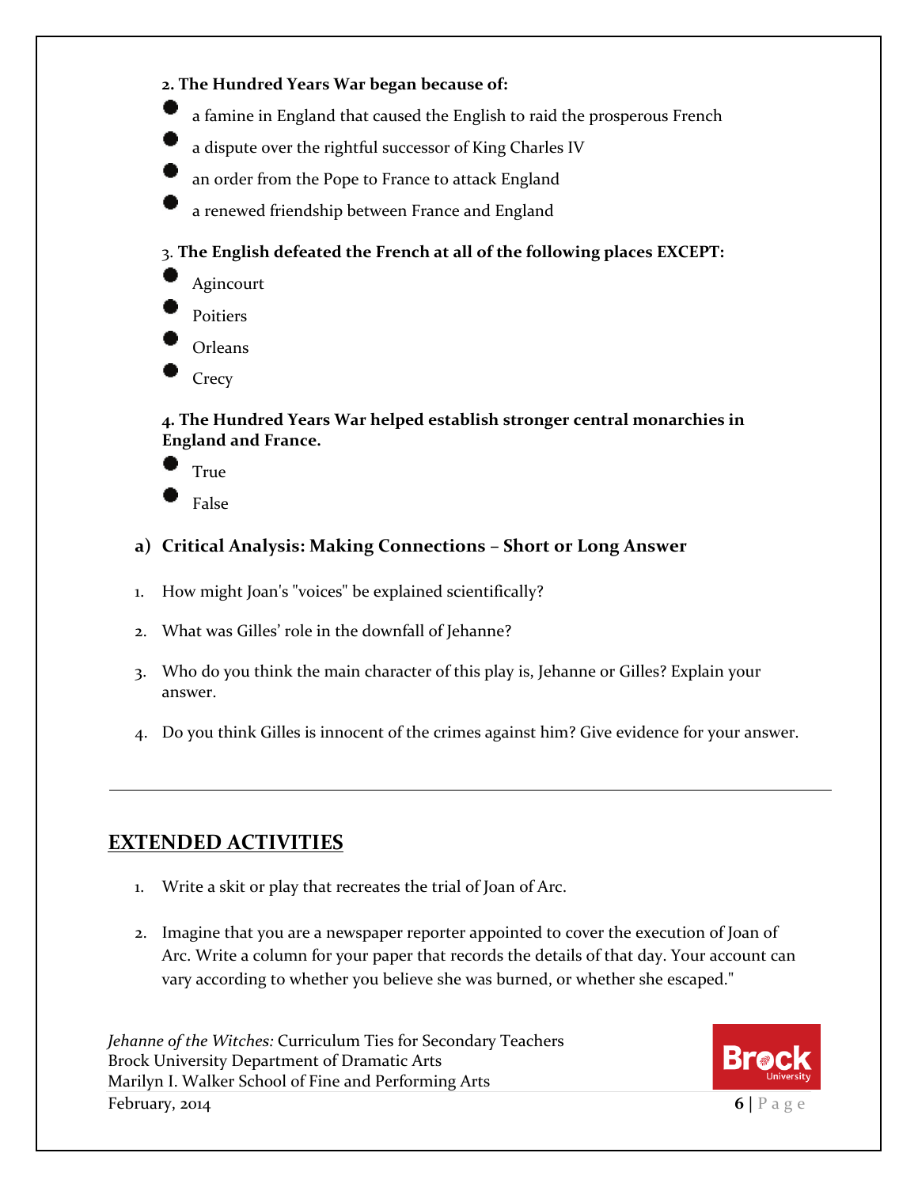**2. The Hundred Years War began because of:**

- a famine in England that caused the English to raid the prosperous French
- a dispute over the rightful successor of King Charles IV
- an order from the Pope to France to attack England
- a renewed friendship between France and England

3. **The English defeated the French at all of the following places EXCEPT:**

- Agincourt
- Poitiers
- Orleans
- Crecy

**4. The Hundred Years War helped establish stronger central monarchies in England and France.**

- True
- False

### a) Critical Analysis: Making Connections – Short or Long Answer

1. How might Joan's "voices" be explained scientifically?
2. What was Gilles' role in the downfall of Jehanne?
3. Who do you think the main character of this play is, Jehanne or Gilles? Explain your answer.
4. Do you think Gilles is innocent of the crimes against him? Give evidence for your answer.

---

## EXTENDED ACTIVITIES

1. Write a skit or play that recreates the trial of Joan of Arc.
2. Imagine that you are a newspaper reporter appointed to cover the execution of Joan of Arc. Write a column for your paper that records the details of that day. Your account can vary according to whether you believe she was burned, or whether she escaped."